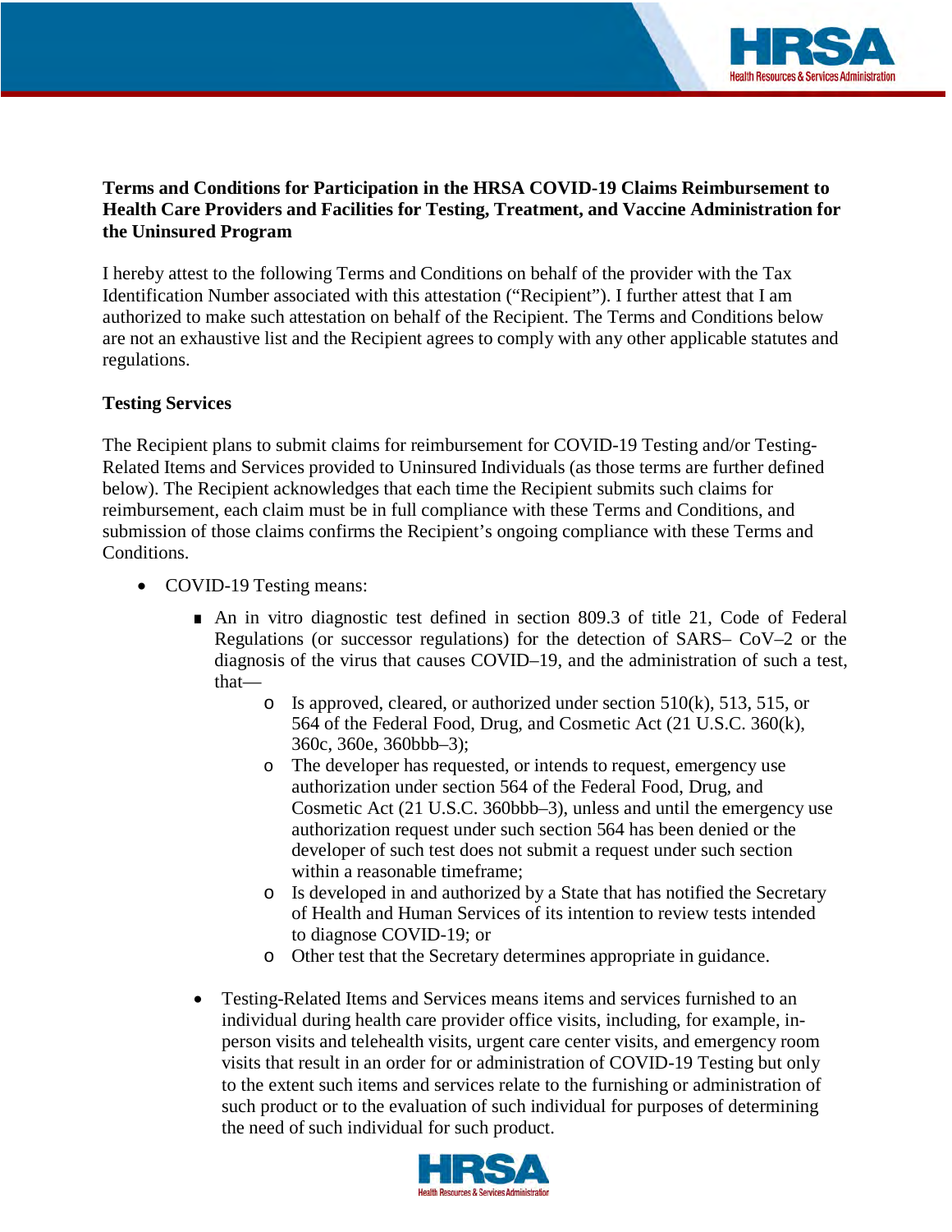**Terms and Conditions for Participation in the HRSA COVID-19 Claims Reimbursement to Health Care Providers and Facilities for Testing, Treatment, and Vaccine Administration for the Uninsured Program**

I hereby attest to the following Terms and Conditions on behalf of the provider with the Tax Identification Number associated with this attestation ("Recipient"). I further attest that I am authorized to make such attestation on behalf of the Recipient. The Terms and Conditions below are not an exhaustive list and the Recipient agrees to comply with any other applicable statutes and regulations.

**Testing Services**

The Recipient plans to submit claims for reimbursement for COVID-19 Testing and/or Testing-Related Items and Services provided to Uninsured Individuals (as those terms are further defined below). The Recipient acknowledges that each time the Recipient submits such claims for reimbursement, each claim must be in full compliance with these Terms and Conditions, and submission of those claims confirms the Recipient's ongoing compliance with these Terms and Conditions.

- COVID-19 Testing means:
    - An in vitro diagnostic test defined in section 809.3 of title 21, Code of Federal Regulations (or successor regulations) for the detection of SARS– CoV–2 or the diagnosis of the virus that causes COVID–19, and the administration of such a test, that—
        - Is approved, cleared, or authorized under section 510(k), 513, 515, or 564 of the Federal Food, Drug, and Cosmetic Act (21 U.S.C. 360(k), 360c, 360e, 360bbb–3);
        - The developer has requested, or intends to request, emergency use authorization under section 564 of the Federal Food, Drug, and Cosmetic Act (21 U.S.C. 360bbb–3), unless and until the emergency use authorization request under such section 564 has been denied or the developer of such test does not submit a request under such section within a reasonable timeframe;
        - Is developed in and authorized by a State that has notified the Secretary of Health and Human Services of its intention to review tests intended to diagnose COVID-19; or
        - Other test that the Secretary determines appropriate in guidance.
- Testing-Related Items and Services means items and services furnished to an individual during health care provider office visits, including, for example, in-person visits and telehealth visits, urgent care center visits, and emergency room visits that result in an order for or administration of COVID-19 Testing but only to the extent such items and services relate to the furnishing or administration of such product or to the evaluation of such individual for purposes of determining the need of such individual for such product.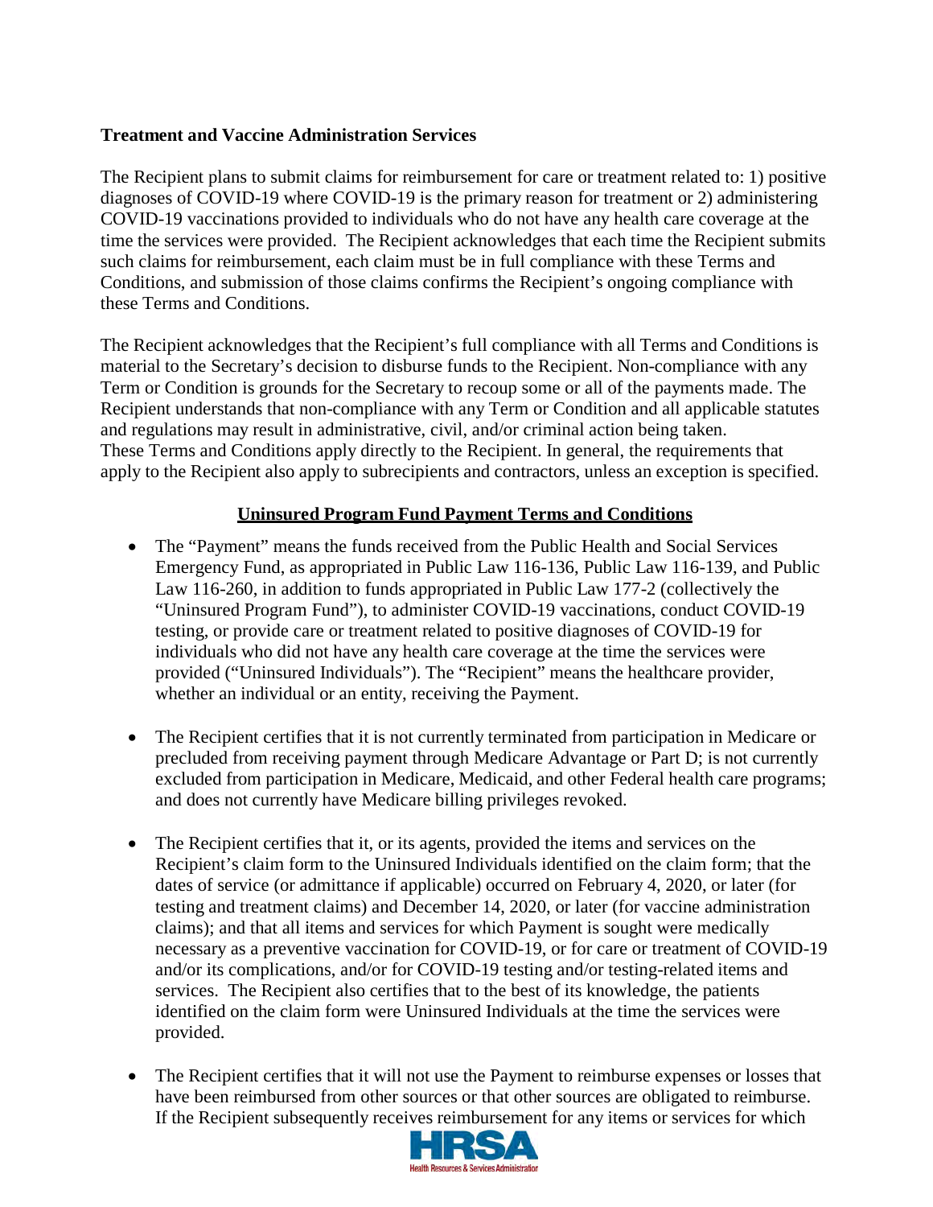**Treatment and Vaccine Administration Services**

The Recipient plans to submit claims for reimbursement for care or treatment related to: 1) positive diagnoses of COVID-19 where COVID-19 is the primary reason for treatment or 2) administering COVID-19 vaccinations provided to individuals who do not have any health care coverage at the time the services were provided. The Recipient acknowledges that each time the Recipient submits such claims for reimbursement, each claim must be in full compliance with these Terms and Conditions, and submission of those claims confirms the Recipient's ongoing compliance with these Terms and Conditions.

The Recipient acknowledges that the Recipient's full compliance with all Terms and Conditions is material to the Secretary's decision to disburse funds to the Recipient. Non-compliance with any Term or Condition is grounds for the Secretary to recoup some or all of the payments made. The Recipient understands that non-compliance with any Term or Condition and all applicable statutes and regulations may result in administrative, civil, and/or criminal action being taken. These Terms and Conditions apply directly to the Recipient. In general, the requirements that apply to the Recipient also apply to subrecipients and contractors, unless an exception is specified.

## Uninsured Program Fund Payment Terms and Conditions

- The "Payment" means the funds received from the Public Health and Social Services Emergency Fund, as appropriated in Public Law 116-136, Public Law 116-139, and Public Law 116-260, in addition to funds appropriated in Public Law 177-2 (collectively the "Uninsured Program Fund"), to administer COVID-19 vaccinations, conduct COVID-19 testing, or provide care or treatment related to positive diagnoses of COVID-19 for individuals who did not have any health care coverage at the time the services were provided ("Uninsured Individuals"). The "Recipient" means the healthcare provider, whether an individual or an entity, receiving the Payment.

- The Recipient certifies that it is not currently terminated from participation in Medicare or precluded from receiving payment through Medicare Advantage or Part D; is not currently excluded from participation in Medicare, Medicaid, and other Federal health care programs; and does not currently have Medicare billing privileges revoked.

- The Recipient certifies that it, or its agents, provided the items and services on the Recipient's claim form to the Uninsured Individuals identified on the claim form; that the dates of service (or admittance if applicable) occurred on February 4, 2020, or later (for testing and treatment claims) and December 14, 2020, or later (for vaccine administration claims); and that all items and services for which Payment is sought were medically necessary as a preventive vaccination for COVID-19, or for care or treatment of COVID-19 and/or its complications, and/or for COVID-19 testing and/or testing-related items and services. The Recipient also certifies that to the best of its knowledge, the patients identified on the claim form were Uninsured Individuals at the time the services were provided.

- The Recipient certifies that it will not use the Payment to reimburse expenses or losses that have been reimbursed from other sources or that other sources are obligated to reimburse. If the Recipient subsequently receives reimbursement for any items or services for which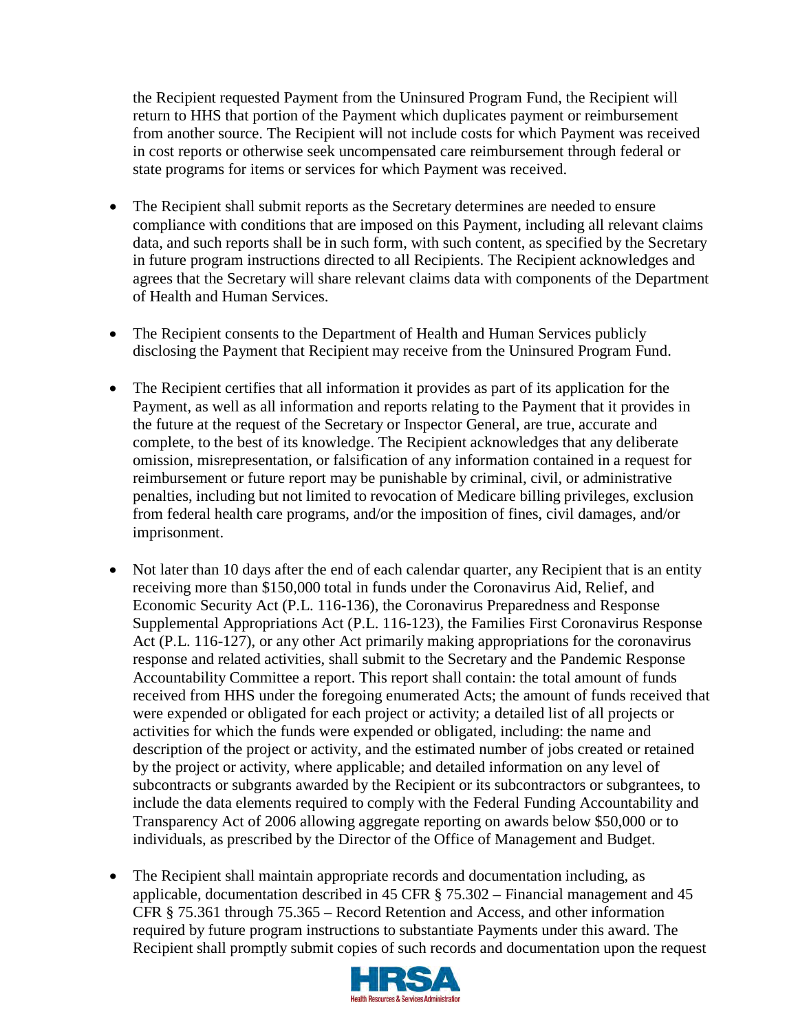the Recipient requested Payment from the Uninsured Program Fund, the Recipient will return to HHS that portion of the Payment which duplicates payment or reimbursement from another source. The Recipient will not include costs for which Payment was received in cost reports or otherwise seek uncompensated care reimbursement through federal or state programs for items or services for which Payment was received.

- The Recipient shall submit reports as the Secretary determines are needed to ensure compliance with conditions that are imposed on this Payment, including all relevant claims data, and such reports shall be in such form, with such content, as specified by the Secretary in future program instructions directed to all Recipients. The Recipient acknowledges and agrees that the Secretary will share relevant claims data with components of the Department of Health and Human Services.

- The Recipient consents to the Department of Health and Human Services publicly disclosing the Payment that Recipient may receive from the Uninsured Program Fund.

- The Recipient certifies that all information it provides as part of its application for the Payment, as well as all information and reports relating to the Payment that it provides in the future at the request of the Secretary or Inspector General, are true, accurate and complete, to the best of its knowledge. The Recipient acknowledges that any deliberate omission, misrepresentation, or falsification of any information contained in a request for reimbursement or future report may be punishable by criminal, civil, or administrative penalties, including but not limited to revocation of Medicare billing privileges, exclusion from federal health care programs, and/or the imposition of fines, civil damages, and/or imprisonment.

- Not later than 10 days after the end of each calendar quarter, any Recipient that is an entity receiving more than $150,000 total in funds under the Coronavirus Aid, Relief, and Economic Security Act (P.L. 116-136), the Coronavirus Preparedness and Response Supplemental Appropriations Act (P.L. 116-123), the Families First Coronavirus Response Act (P.L. 116-127), or any other Act primarily making appropriations for the coronavirus response and related activities, shall submit to the Secretary and the Pandemic Response Accountability Committee a report. This report shall contain: the total amount of funds received from HHS under the foregoing enumerated Acts; the amount of funds received that were expended or obligated for each project or activity; a detailed list of all projects or activities for which the funds were expended or obligated, including: the name and description of the project or activity, and the estimated number of jobs created or retained by the project or activity, where applicable; and detailed information on any level of subcontracts or subgrants awarded by the Recipient or its subcontractors or subgrantees, to include the data elements required to comply with the Federal Funding Accountability and Transparency Act of 2006 allowing aggregate reporting on awards below $50,000 or to individuals, as prescribed by the Director of the Office of Management and Budget.

- The Recipient shall maintain appropriate records and documentation including, as applicable, documentation described in 45 CFR § 75.302 – Financial management and 45 CFR § 75.361 through 75.365 – Record Retention and Access, and other information required by future program instructions to substantiate Payments under this award. The Recipient shall promptly submit copies of such records and documentation upon the request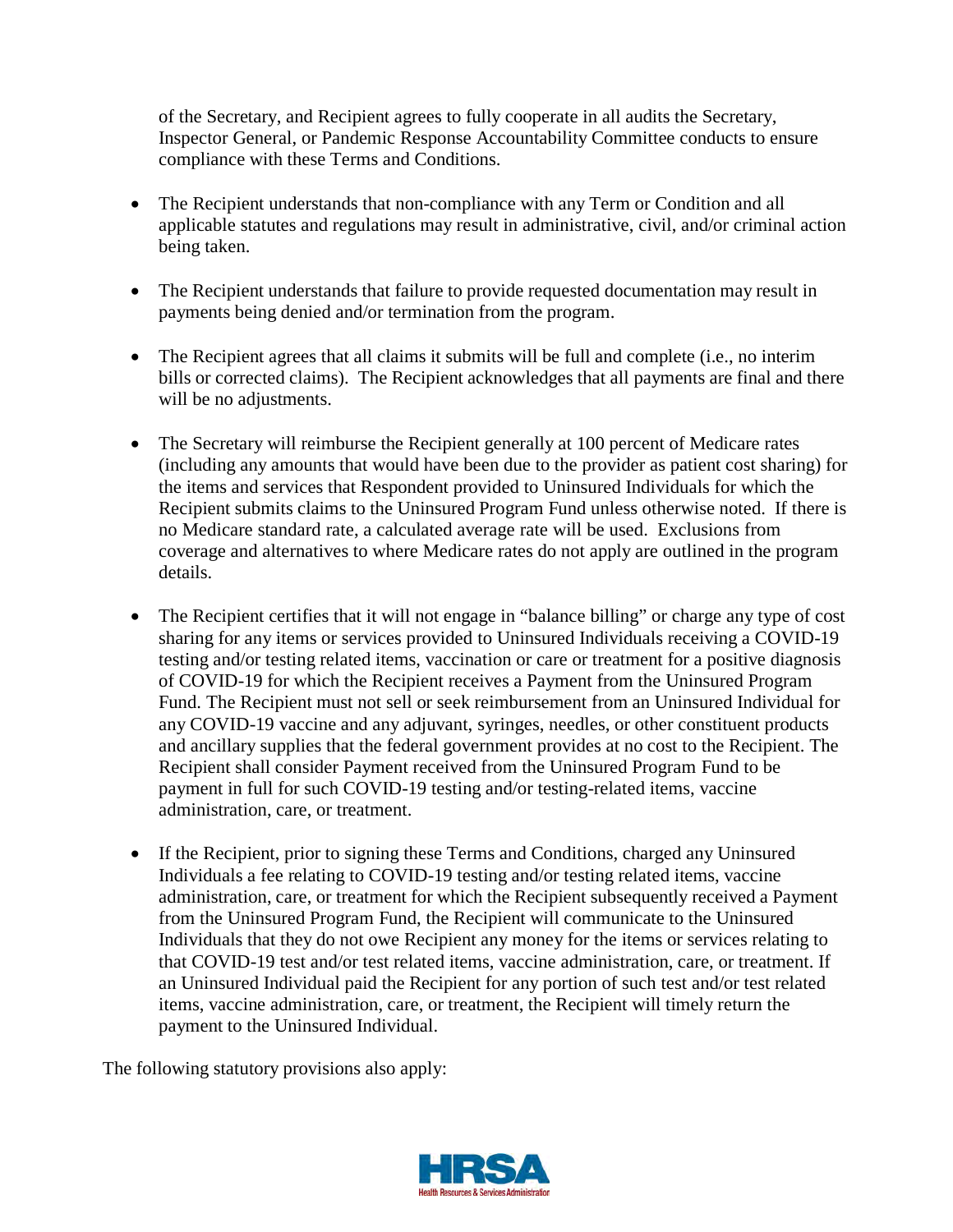of the Secretary, and Recipient agrees to fully cooperate in all audits the Secretary, Inspector General, or Pandemic Response Accountability Committee conducts to ensure compliance with these Terms and Conditions.

- The Recipient understands that non-compliance with any Term or Condition and all applicable statutes and regulations may result in administrative, civil, and/or criminal action being taken.
- The Recipient understands that failure to provide requested documentation may result in payments being denied and/or termination from the program.
- The Recipient agrees that all claims it submits will be full and complete (i.e., no interim bills or corrected claims). The Recipient acknowledges that all payments are final and there will be no adjustments.
- The Secretary will reimburse the Recipient generally at 100 percent of Medicare rates (including any amounts that would have been due to the provider as patient cost sharing) for the items and services that Respondent provided to Uninsured Individuals for which the Recipient submits claims to the Uninsured Program Fund unless otherwise noted. If there is no Medicare standard rate, a calculated average rate will be used. Exclusions from coverage and alternatives to where Medicare rates do not apply are outlined in the program details.
- The Recipient certifies that it will not engage in "balance billing" or charge any type of cost sharing for any items or services provided to Uninsured Individuals receiving a COVID-19 testing and/or testing related items, vaccination or care or treatment for a positive diagnosis of COVID-19 for which the Recipient receives a Payment from the Uninsured Program Fund. The Recipient must not sell or seek reimbursement from an Uninsured Individual for any COVID-19 vaccine and any adjuvant, syringes, needles, or other constituent products and ancillary supplies that the federal government provides at no cost to the Recipient. The Recipient shall consider Payment received from the Uninsured Program Fund to be payment in full for such COVID-19 testing and/or testing-related items, vaccine administration, care, or treatment.
- If the Recipient, prior to signing these Terms and Conditions, charged any Uninsured Individuals a fee relating to COVID-19 testing and/or testing related items, vaccine administration, care, or treatment for which the Recipient subsequently received a Payment from the Uninsured Program Fund, the Recipient will communicate to the Uninsured Individuals that they do not owe Recipient any money for the items or services relating to that COVID-19 test and/or test related items, vaccine administration, care, or treatment. If an Uninsured Individual paid the Recipient for any portion of such test and/or test related items, vaccine administration, care, or treatment, the Recipient will timely return the payment to the Uninsured Individual.

The following statutory provisions also apply: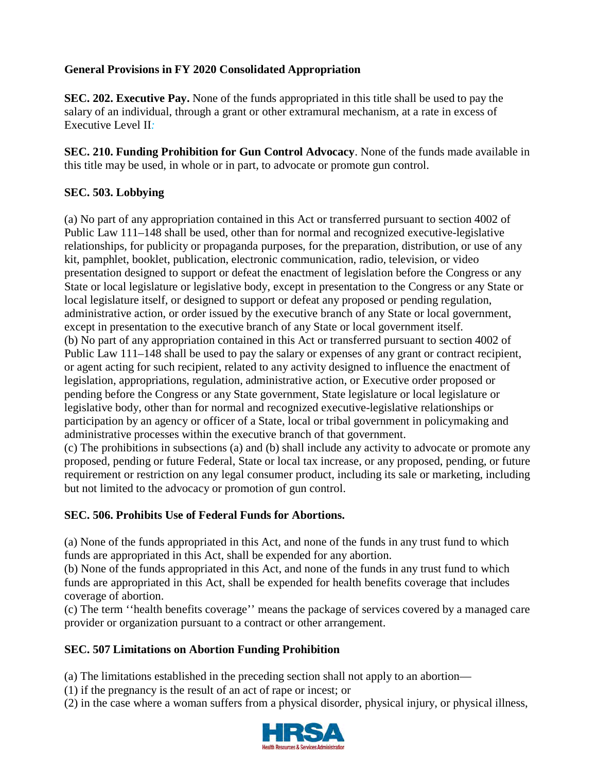**General Provisions in FY 2020 Consolidated Appropriation**

**SEC. 202. Executive Pay.** None of the funds appropriated in this title shall be used to pay the salary of an individual, through a grant or other extramural mechanism, at a rate in excess of Executive Level II:

**SEC. 210. Funding Prohibition for Gun Control Advocacy**. None of the funds made available in this title may be used, in whole or in part, to advocate or promote gun control.

**SEC. 503. Lobbying**

(a) No part of any appropriation contained in this Act or transferred pursuant to section 4002 of Public Law 111–148 shall be used, other than for normal and recognized executive-legislative relationships, for publicity or propaganda purposes, for the preparation, distribution, or use of any kit, pamphlet, booklet, publication, electronic communication, radio, television, or video presentation designed to support or defeat the enactment of legislation before the Congress or any State or local legislature or legislative body, except in presentation to the Congress or any State or local legislature itself, or designed to support or defeat any proposed or pending regulation, administrative action, or order issued by the executive branch of any State or local government, except in presentation to the executive branch of any State or local government itself.
(b) No part of any appropriation contained in this Act or transferred pursuant to section 4002 of Public Law 111–148 shall be used to pay the salary or expenses of any grant or contract recipient, or agent acting for such recipient, related to any activity designed to influence the enactment of legislation, appropriations, regulation, administrative action, or Executive order proposed or pending before the Congress or any State government, State legislature or local legislature or legislative body, other than for normal and recognized executive-legislative relationships or participation by an agency or officer of a State, local or tribal government in policymaking and administrative processes within the executive branch of that government.
(c) The prohibitions in subsections (a) and (b) shall include any activity to advocate or promote any proposed, pending or future Federal, State or local tax increase, or any proposed, pending, or future requirement or restriction on any legal consumer product, including its sale or marketing, including but not limited to the advocacy or promotion of gun control.

**SEC. 506. Prohibits Use of Federal Funds for Abortions.**

(a) None of the funds appropriated in this Act, and none of the funds in any trust fund to which funds are appropriated in this Act, shall be expended for any abortion.
(b) None of the funds appropriated in this Act, and none of the funds in any trust fund to which funds are appropriated in this Act, shall be expended for health benefits coverage that includes coverage of abortion.
(c) The term ''health benefits coverage'' means the package of services covered by a managed care provider or organization pursuant to a contract or other arrangement.

**SEC. 507 Limitations on Abortion Funding Prohibition**

(a) The limitations established in the preceding section shall not apply to an abortion—
(1) if the pregnancy is the result of an act of rape or incest; or
(2) in the case where a woman suffers from a physical disorder, physical injury, or physical illness,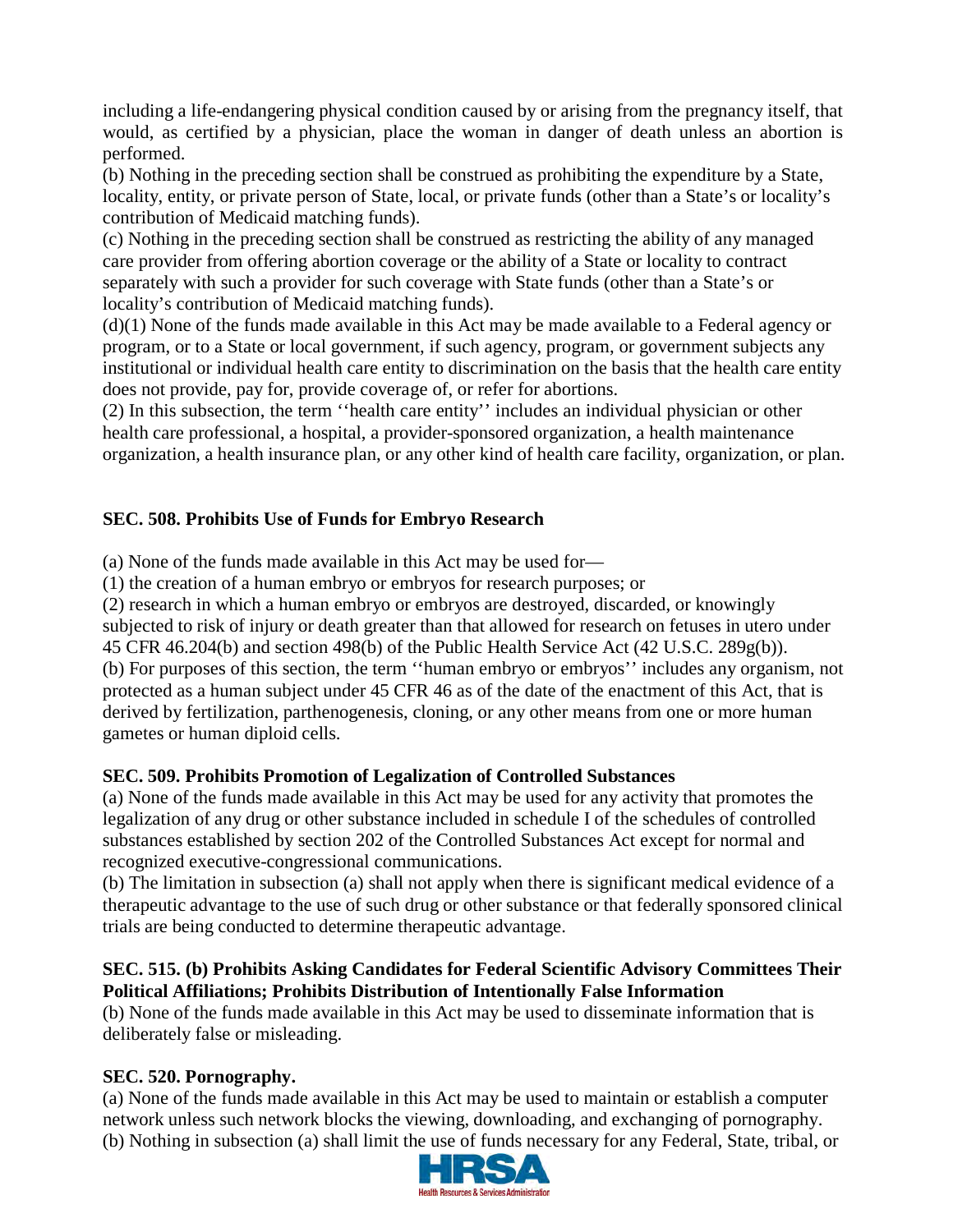including a life-endangering physical condition caused by or arising from the pregnancy itself, that would, as certified by a physician, place the woman in danger of death unless an abortion is performed.

(b) Nothing in the preceding section shall be construed as prohibiting the expenditure by a State, locality, entity, or private person of State, local, or private funds (other than a State's or locality's contribution of Medicaid matching funds).

(c) Nothing in the preceding section shall be construed as restricting the ability of any managed care provider from offering abortion coverage or the ability of a State or locality to contract separately with such a provider for such coverage with State funds (other than a State's or locality's contribution of Medicaid matching funds).

(d)(1) None of the funds made available in this Act may be made available to a Federal agency or program, or to a State or local government, if such agency, program, or government subjects any institutional or individual health care entity to discrimination on the basis that the health care entity does not provide, pay for, provide coverage of, or refer for abortions.

(2) In this subsection, the term ''health care entity'' includes an individual physician or other health care professional, a hospital, a provider-sponsored organization, a health maintenance organization, a health insurance plan, or any other kind of health care facility, organization, or plan.

**SEC. 508. Prohibits Use of Funds for Embryo Research**

(a) None of the funds made available in this Act may be used for—

(1) the creation of a human embryo or embryos for research purposes; or

(2) research in which a human embryo or embryos are destroyed, discarded, or knowingly subjected to risk of injury or death greater than that allowed for research on fetuses in utero under 45 CFR 46.204(b) and section 498(b) of the Public Health Service Act (42 U.S.C. 289g(b)).

(b) For purposes of this section, the term ''human embryo or embryos'' includes any organism, not protected as a human subject under 45 CFR 46 as of the date of the enactment of this Act, that is derived by fertilization, parthenogenesis, cloning, or any other means from one or more human gametes or human diploid cells.

**SEC. 509. Prohibits Promotion of Legalization of Controlled Substances**

(a) None of the funds made available in this Act may be used for any activity that promotes the legalization of any drug or other substance included in schedule I of the schedules of controlled substances established by section 202 of the Controlled Substances Act except for normal and recognized executive-congressional communications.

(b) The limitation in subsection (a) shall not apply when there is significant medical evidence of a therapeutic advantage to the use of such drug or other substance or that federally sponsored clinical trials are being conducted to determine therapeutic advantage.

**SEC. 515. (b) Prohibits Asking Candidates for Federal Scientific Advisory Committees Their Political Affiliations; Prohibits Distribution of Intentionally False Information**

(b) None of the funds made available in this Act may be used to disseminate information that is deliberately false or misleading.

**SEC. 520. Pornography.**

(a) None of the funds made available in this Act may be used to maintain or establish a computer network unless such network blocks the viewing, downloading, and exchanging of pornography.

(b) Nothing in subsection (a) shall limit the use of funds necessary for any Federal, State, tribal, or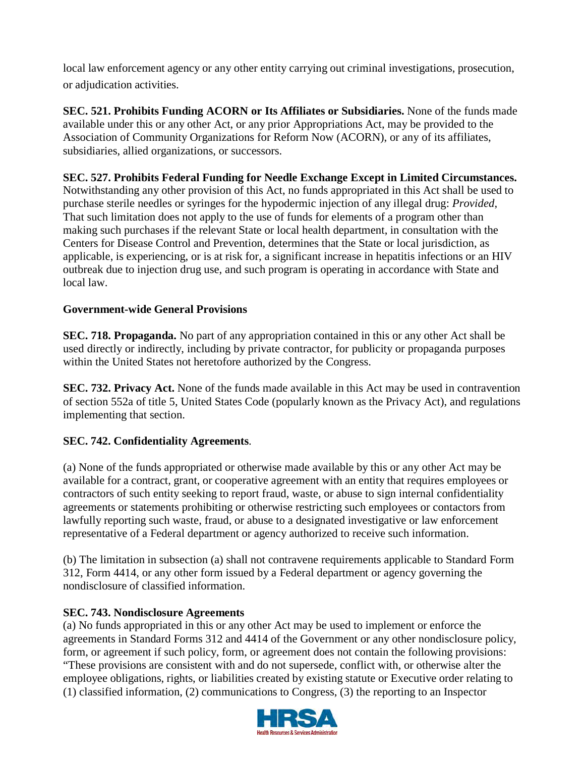local law enforcement agency or any other entity carrying out criminal investigations, prosecution, or adjudication activities.

**SEC. 521. Prohibits Funding ACORN or Its Affiliates or Subsidiaries.** None of the funds made available under this or any other Act, or any prior Appropriations Act, may be provided to the Association of Community Organizations for Reform Now (ACORN), or any of its affiliates, subsidiaries, allied organizations, or successors.

**SEC. 527. Prohibits Federal Funding for Needle Exchange Except in Limited Circumstances.** Notwithstanding any other provision of this Act, no funds appropriated in this Act shall be used to purchase sterile needles or syringes for the hypodermic injection of any illegal drug: *Provided*, That such limitation does not apply to the use of funds for elements of a program other than making such purchases if the relevant State or local health department, in consultation with the Centers for Disease Control and Prevention, determines that the State or local jurisdiction, as applicable, is experiencing, or is at risk for, a significant increase in hepatitis infections or an HIV outbreak due to injection drug use, and such program is operating in accordance with State and local law.

**Government-wide General Provisions**

**SEC. 718. Propaganda.** No part of any appropriation contained in this or any other Act shall be used directly or indirectly, including by private contractor, for publicity or propaganda purposes within the United States not heretofore authorized by the Congress.

**SEC. 732. Privacy Act.** None of the funds made available in this Act may be used in contravention of section 552a of title 5, United States Code (popularly known as the Privacy Act), and regulations implementing that section.

**SEC. 742. Confidentiality Agreements**.

(a) None of the funds appropriated or otherwise made available by this or any other Act may be available for a contract, grant, or cooperative agreement with an entity that requires employees or contractors of such entity seeking to report fraud, waste, or abuse to sign internal confidentiality agreements or statements prohibiting or otherwise restricting such employees or contactors from lawfully reporting such waste, fraud, or abuse to a designated investigative or law enforcement representative of a Federal department or agency authorized to receive such information.

(b) The limitation in subsection (a) shall not contravene requirements applicable to Standard Form 312, Form 4414, or any other form issued by a Federal department or agency governing the nondisclosure of classified information.

**SEC. 743. Nondisclosure Agreements**

(a) No funds appropriated in this or any other Act may be used to implement or enforce the agreements in Standard Forms 312 and 4414 of the Government or any other nondisclosure policy, form, or agreement if such policy, form, or agreement does not contain the following provisions: "These provisions are consistent with and do not supersede, conflict with, or otherwise alter the employee obligations, rights, or liabilities created by existing statute or Executive order relating to (1) classified information, (2) communications to Congress, (3) the reporting to an Inspector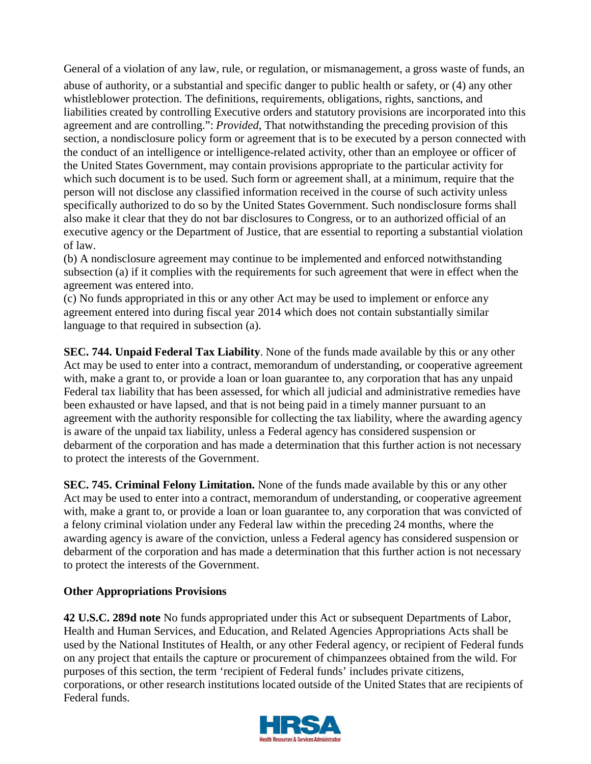General of a violation of any law, rule, or regulation, or mismanagement, a gross waste of funds, an abuse of authority, or a substantial and specific danger to public health or safety, or (4) any other whistleblower protection. The definitions, requirements, obligations, rights, sanctions, and liabilities created by controlling Executive orders and statutory provisions are incorporated into this agreement and are controlling.": *Provided*, That notwithstanding the preceding provision of this section, a nondisclosure policy form or agreement that is to be executed by a person connected with the conduct of an intelligence or intelligence-related activity, other than an employee or officer of the United States Government, may contain provisions appropriate to the particular activity for which such document is to be used. Such form or agreement shall, at a minimum, require that the person will not disclose any classified information received in the course of such activity unless specifically authorized to do so by the United States Government. Such nondisclosure forms shall also make it clear that they do not bar disclosures to Congress, or to an authorized official of an executive agency or the Department of Justice, that are essential to reporting a substantial violation of law.

(b) A nondisclosure agreement may continue to be implemented and enforced notwithstanding subsection (a) if it complies with the requirements for such agreement that were in effect when the agreement was entered into.

(c) No funds appropriated in this or any other Act may be used to implement or enforce any agreement entered into during fiscal year 2014 which does not contain substantially similar language to that required in subsection (a).

**SEC. 744. Unpaid Federal Tax Liability**. None of the funds made available by this or any other Act may be used to enter into a contract, memorandum of understanding, or cooperative agreement with, make a grant to, or provide a loan or loan guarantee to, any corporation that has any unpaid Federal tax liability that has been assessed, for which all judicial and administrative remedies have been exhausted or have lapsed, and that is not being paid in a timely manner pursuant to an agreement with the authority responsible for collecting the tax liability, where the awarding agency is aware of the unpaid tax liability, unless a Federal agency has considered suspension or debarment of the corporation and has made a determination that this further action is not necessary to protect the interests of the Government.

**SEC. 745. Criminal Felony Limitation.** None of the funds made available by this or any other Act may be used to enter into a contract, memorandum of understanding, or cooperative agreement with, make a grant to, or provide a loan or loan guarantee to, any corporation that was convicted of a felony criminal violation under any Federal law within the preceding 24 months, where the awarding agency is aware of the conviction, unless a Federal agency has considered suspension or debarment of the corporation and has made a determination that this further action is not necessary to protect the interests of the Government.

**Other Appropriations Provisions**

**42 U.S.C. 289d note** No funds appropriated under this Act or subsequent Departments of Labor, Health and Human Services, and Education, and Related Agencies Appropriations Acts shall be used by the National Institutes of Health, or any other Federal agency, or recipient of Federal funds on any project that entails the capture or procurement of chimpanzees obtained from the wild. For purposes of this section, the term 'recipient of Federal funds' includes private citizens, corporations, or other research institutions located outside of the United States that are recipients of Federal funds.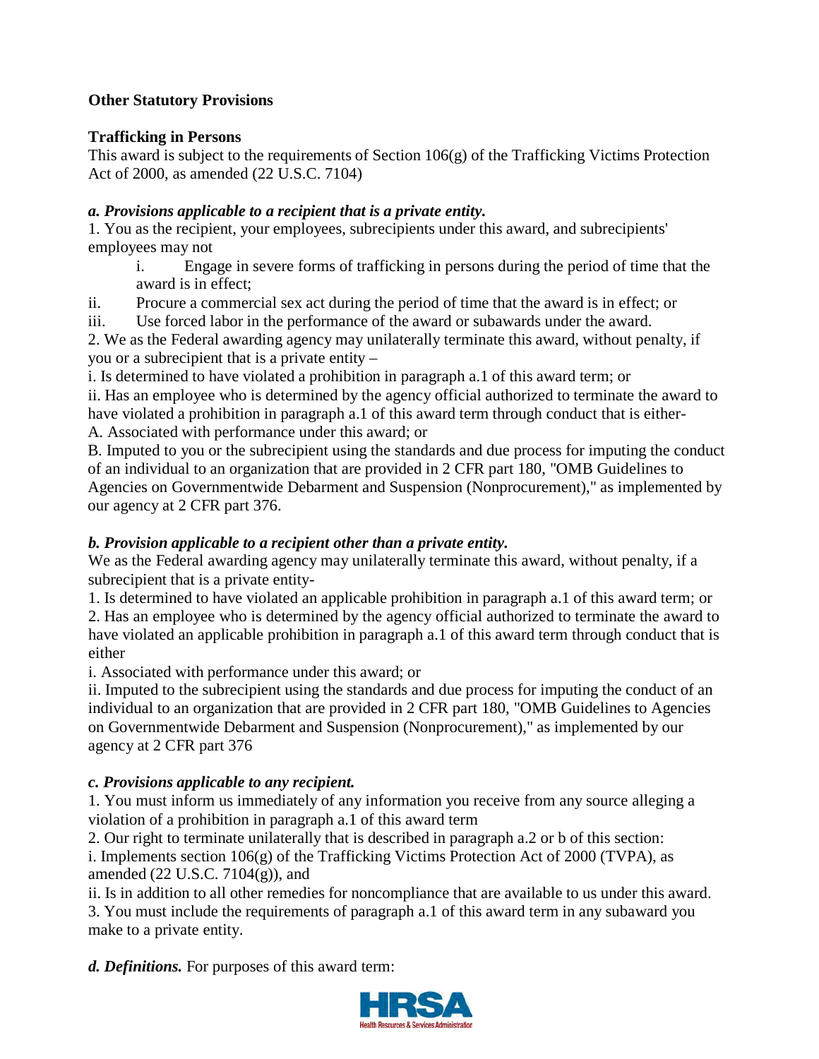**Other Statutory Provisions**

**Trafficking in Persons**

This award is subject to the requirements of Section 106(g) of the Trafficking Victims Protection Act of 2000, as amended (22 U.S.C. 7104)

***a. Provisions applicable to a recipient that is a private entity.***

1. You as the recipient, your employees, subrecipients under this award, and subrecipients' employees may not

    i. Engage in severe forms of trafficking in persons during the period of time that the award is in effect;

    ii. Procure a commercial sex act during the period of time that the award is in effect; or

    iii. Use forced labor in the performance of the award or subawards under the award.

2. We as the Federal awarding agency may unilaterally terminate this award, without penalty, if you or a subrecipient that is a private entity –

    i. Is determined to have violated a prohibition in paragraph a.1 of this award term; or

    ii. Has an employee who is determined by the agency official authorized to terminate the award to have violated a prohibition in paragraph a.1 of this award term through conduct that is either-

    A. Associated with performance under this award; or

    B. Imputed to you or the subrecipient using the standards and due process for imputing the conduct of an individual to an organization that are provided in 2 CFR part 180, "OMB Guidelines to Agencies on Governmentwide Debarment and Suspension (Nonprocurement)," as implemented by our agency at 2 CFR part 376.

***b. Provision applicable to a recipient other than a private entity.***

We as the Federal awarding agency may unilaterally terminate this award, without penalty, if a subrecipient that is a private entity-

1. Is determined to have violated an applicable prohibition in paragraph a.1 of this award term; or
2. Has an employee who is determined by the agency official authorized to terminate the award to have violated an applicable prohibition in paragraph a.1 of this award term through conduct that is either

    i. Associated with performance under this award; or

    ii. Imputed to the subrecipient using the standards and due process for imputing the conduct of an individual to an organization that are provided in 2 CFR part 180, "OMB Guidelines to Agencies on Governmentwide Debarment and Suspension (Nonprocurement)," as implemented by our agency at 2 CFR part 376

***c. Provisions applicable to any recipient.***

1. You must inform us immediately of any information you receive from any source alleging a violation of a prohibition in paragraph a.1 of this award term
2. Our right to terminate unilaterally that is described in paragraph a.2 or b of this section:

    i. Implements section 106(g) of the Trafficking Victims Protection Act of 2000 (TVPA), as amended (22 U.S.C. 7104(g)), and

    ii. Is in addition to all other remedies for noncompliance that are available to us under this award.

3. You must include the requirements of paragraph a.1 of this award term in any subaward you make to a private entity.

***d. Definitions.*** For purposes of this award term: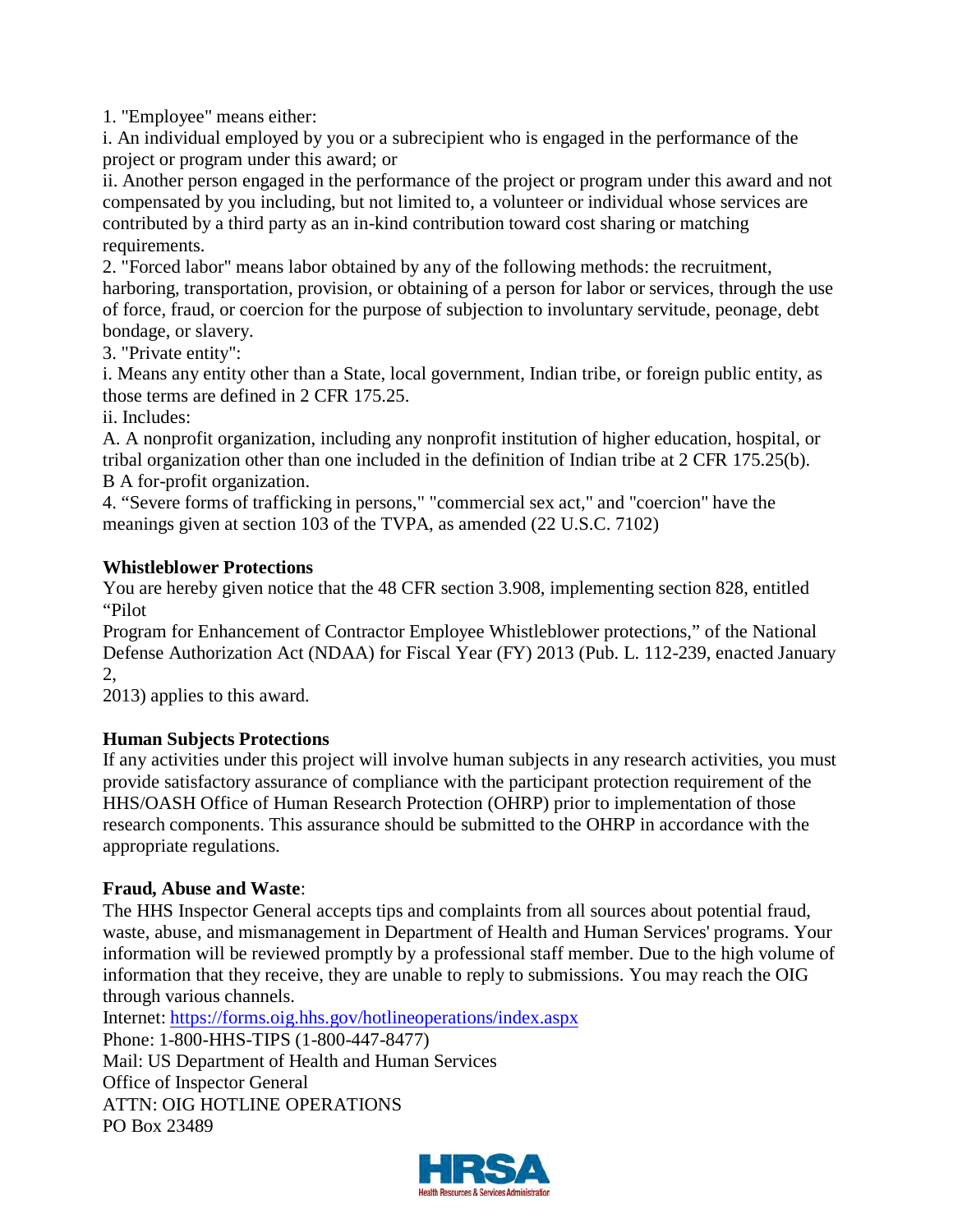1. "Employee" means either:

i. An individual employed by you or a subrecipient who is engaged in the performance of the project or program under this award; or

ii. Another person engaged in the performance of the project or program under this award and not compensated by you including, but not limited to, a volunteer or individual whose services are contributed by a third party as an in-kind contribution toward cost sharing or matching requirements.

2. "Forced labor" means labor obtained by any of the following methods: the recruitment, harboring, transportation, provision, or obtaining of a person for labor or services, through the use of force, fraud, or coercion for the purpose of subjection to involuntary servitude, peonage, debt bondage, or slavery.

3. "Private entity":

i. Means any entity other than a State, local government, Indian tribe, or foreign public entity, as those terms are defined in 2 CFR 175.25.

ii. Includes:

A. A nonprofit organization, including any nonprofit institution of higher education, hospital, or tribal organization other than one included in the definition of Indian tribe at 2 CFR 175.25(b).

B A for-profit organization.

4. "Severe forms of trafficking in persons," "commercial sex act," and "coercion" have the meanings given at section 103 of the TVPA, as amended (22 U.S.C. 7102)

**Whistleblower Protections**

You are hereby given notice that the 48 CFR section 3.908, implementing section 828, entitled "Pilot
Program for Enhancement of Contractor Employee Whistleblower protections," of the National Defense Authorization Act (NDAA) for Fiscal Year (FY) 2013 (Pub. L. 112-239, enacted January 2,
2013) applies to this award.

**Human Subjects Protections**

If any activities under this project will involve human subjects in any research activities, you must provide satisfactory assurance of compliance with the participant protection requirement of the HHS/OASH Office of Human Research Protection (OHRP) prior to implementation of those research components. This assurance should be submitted to the OHRP in accordance with the appropriate regulations.

**Fraud, Abuse and Waste**:

The HHS Inspector General accepts tips and complaints from all sources about potential fraud, waste, abuse, and mismanagement in Department of Health and Human Services' programs. Your information will be reviewed promptly by a professional staff member. Due to the high volume of information that they receive, they are unable to reply to submissions. You may reach the OIG through various channels.

Internet: https://forms.oig.hhs.gov/hotlineoperations/index.aspx
Phone: 1-800-HHS-TIPS (1-800-447-8477)
Mail: US Department of Health and Human Services
Office of Inspector General
ATTN: OIG HOTLINE OPERATIONS
PO Box 23489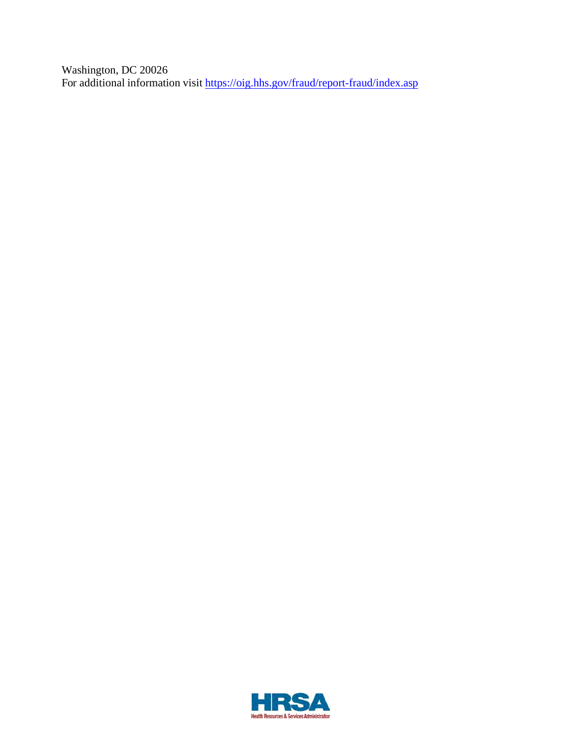Washington, DC 20026
For additional information visit https://oig.hhs.gov/fraud/report-fraud/index.asp

HRSA
Health Resources & Services Administration